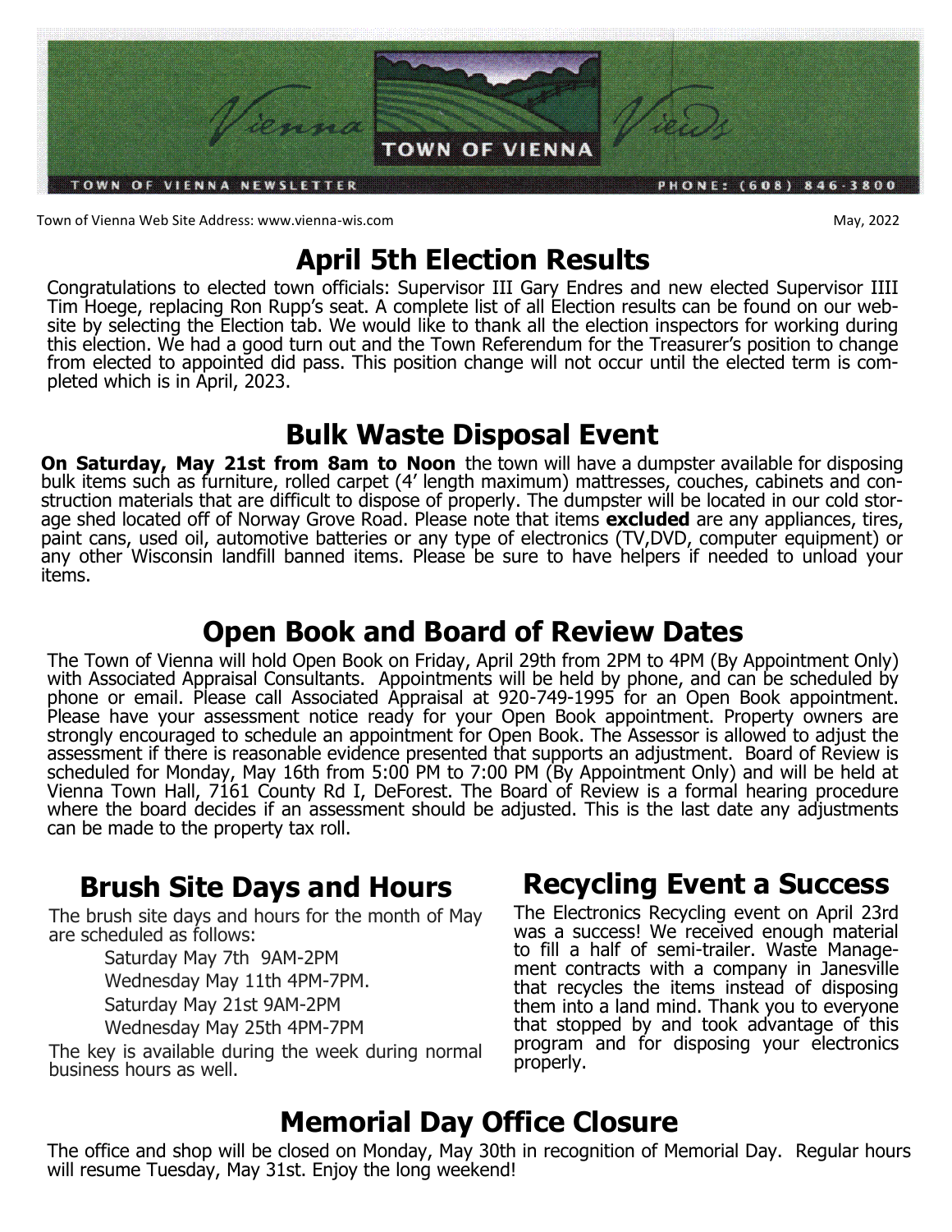# Vienna Views

TOWN OF VIENNA

TOWN OF VIENNA NEWSLETTER PHONE: (608) 846-3800

Town of Vienna Web Site Address: www.vienna-wis.com

May, 2022

## April 5th Election Results

Congratulations to elected town officials: Supervisor III Gary Endres and new elected Supervisor IIII Tim Hoege, replacing Ron Rupp's seat. A complete list of all Election results can be found on our website by selecting the Election tab. We would like to thank all the election inspectors for working during this election. We had a good turn out and the Town Referendum for the Treasurer's position to change from elected to appointed did pass. This position change will not occur until the elected term is completed which is in April, 2023.

## Bulk Waste Disposal Event

**On Saturday, May 21st from 8am to Noon** the town will have a dumpster available for disposing bulk items such as furniture, rolled carpet (4' length maximum) mattresses, couches, cabinets and construction materials that are difficult to dispose of properly. The dumpster will be located in our cold storage shed located off of Norway Grove Road. Please note that items **excluded** are any appliances, tires, paint cans, used oil, automotive batteries or any type of electronics (TV,DVD, computer equipment) or any other Wisconsin landfill banned items. Please be sure to have helpers if needed to unload your items.

## Open Book and Board of Review Dates

The Town of Vienna will hold Open Book on Friday, April 29th from 2PM to 4PM (By Appointment Only) with Associated Appraisal Consultants. Appointments will be held by phone, and can be scheduled by phone or email. Please call Associated Appraisal at 920-749-1995 for an Open Book appointment. Please have your assessment notice ready for your Open Book appointment. Property owners are strongly encouraged to schedule an appointment for Open Book. The Assessor is allowed to adjust the assessment if there is reasonable evidence presented that supports an adjustment. Board of Review is scheduled for Monday, May 16th from 5:00 PM to 7:00 PM (By Appointment Only) and will be held at Vienna Town Hall, 7161 County Rd I, DeForest. The Board of Review is a formal hearing procedure where the board decides if an assessment should be adjusted. This is the last date any adjustments can be made to the property tax roll.

## Brush Site Days and Hours

The brush site days and hours for the month of May are scheduled as follows:

- Saturday May 7th 9AM-2PM
- Wednesday May 11th 4PM-7PM.
- Saturday May 21st 9AM-2PM
- Wednesday May 25th 4PM-7PM

The key is available during the week during normal business hours as well.

## Recycling Event a Success

The Electronics Recycling event on April 23rd was a success! We received enough material to fill a half of semi-trailer. Waste Management contracts with a company in Janesville that recycles the items instead of disposing them into a land mind. Thank you to everyone that stopped by and took advantage of this program and for disposing your electronics properly.

## Memorial Day Office Closure

The office and shop will be closed on Monday, May 30th in recognition of Memorial Day. Regular hours will resume Tuesday, May 31st. Enjoy the long weekend!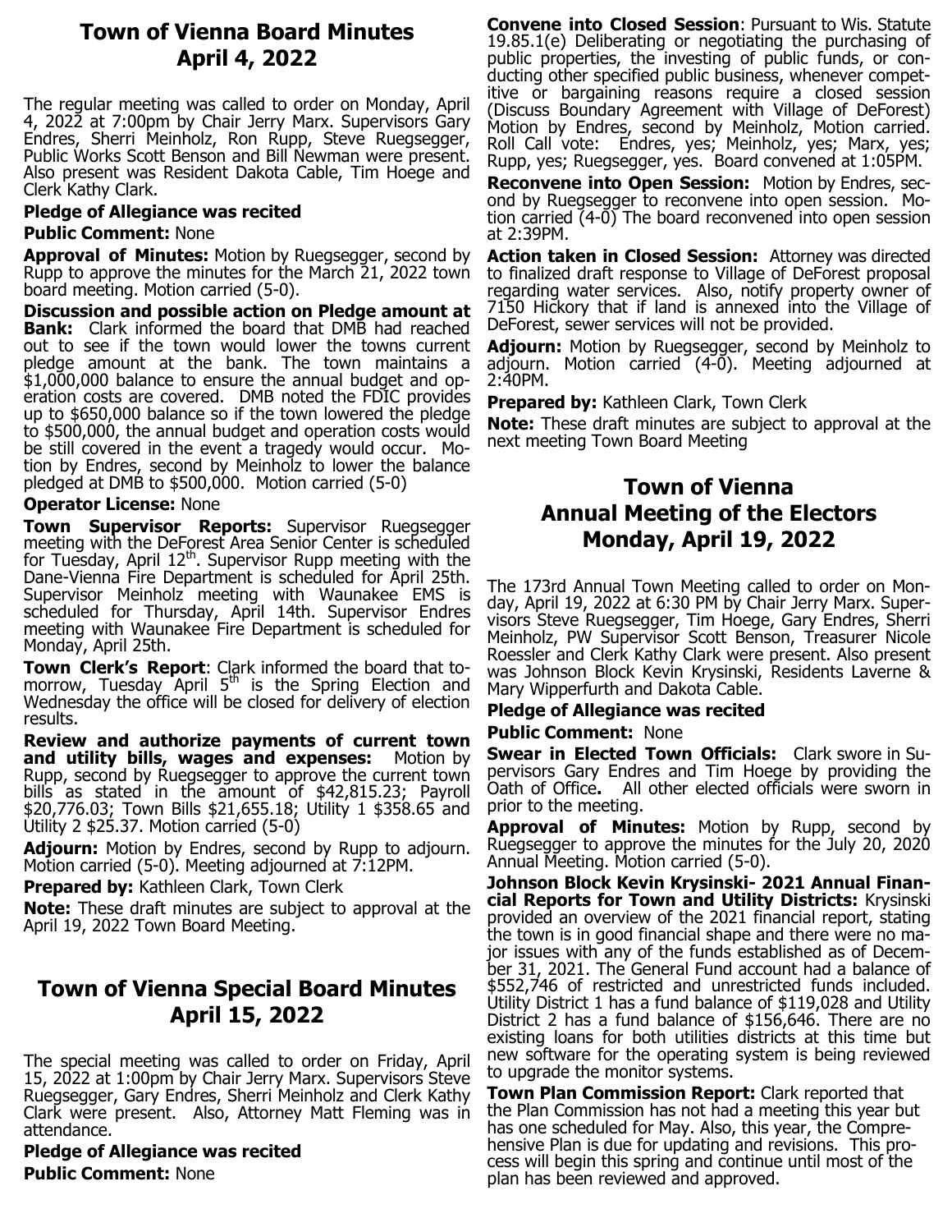## Town of Vienna Board Minutes
## April 4, 2022

The regular meeting was called to order on Monday, April 4, 2022 at 7:00pm by Chair Jerry Marx. Supervisors Gary Endres, Sherri Meinholz, Ron Rupp, Steve Ruegsegger, Public Works Scott Benson and Bill Newman were present. Also present was Resident Dakota Cable, Tim Hoege and Clerk Kathy Clark.

**Pledge of Allegiance was recited**

**Public Comment:** None

**Approval of Minutes:** Motion by Ruegsegger, second by Rupp to approve the minutes for the March 21, 2022 town board meeting. Motion carried (5-0).

**Discussion and possible action on Pledge amount at Bank:** Clark informed the board that DMB had reached out to see if the town would lower the towns current pledge amount at the bank. The town maintains a $1,000,000 balance to ensure the annual budget and operation costs are covered. DMB noted the FDIC provides up to $650,000 balance so if the town lowered the pledge to $500,000, the annual budget and operation costs would be still covered in the event a tragedy would occur. Motion by Endres, second by Meinholz to lower the balance pledged at DMB to $500,000. Motion carried (5-0)

**Operator License:** None

**Town Supervisor Reports:** Supervisor Ruegsegger meeting with the DeForest Area Senior Center is scheduled for Tuesday, April 12th. Supervisor Rupp meeting with the Dane-Vienna Fire Department is scheduled for April 25th. Supervisor Meinholz meeting with Waunakee EMS is scheduled for Thursday, April 14th. Supervisor Endres meeting with Waunakee Fire Department is scheduled for Monday, April 25th.

**Town Clerk's Report**: Clark informed the board that tomorrow, Tuesday April 5th is the Spring Election and Wednesday the office will be closed for delivery of election results.

**Review and authorize payments of current town and utility bills, wages and expenses:** Motion by Rupp, second by Ruegsegger to approve the current town bills as stated in the amount of $42,815.23; Payroll $20,776.03; Town Bills $21,655.18; Utility 1 $358.65 and Utility 2 $25.37. Motion carried (5-0)

**Adjourn:** Motion by Endres, second by Rupp to adjourn. Motion carried (5-0). Meeting adjourned at 7:12PM.

**Prepared by:** Kathleen Clark, Town Clerk

**Note:** These draft minutes are subject to approval at the April 19, 2022 Town Board Meeting.

## Town of Vienna Special Board Minutes
## April 15, 2022

The special meeting was called to order on Friday, April 15, 2022 at 1:00pm by Chair Jerry Marx. Supervisors Steve Ruegsegger, Gary Endres, Sherri Meinholz and Clerk Kathy Clark were present. Also, Attorney Matt Fleming was in attendance.

**Pledge of Allegiance was recited**

**Public Comment:** None

**Convene into Closed Session**: Pursuant to Wis. Statute 19.85.1(e) Deliberating or negotiating the purchasing of public properties, the investing of public funds, or conducting other specified public business, whenever competitive or bargaining reasons require a closed session (Discuss Boundary Agreement with Village of DeForest) Motion by Endres, second by Meinholz, Motion carried. Roll Call vote: Endres, yes; Meinholz, yes; Marx, yes; Rupp, yes; Ruegsegger, yes. Board convened at 1:05PM.

**Reconvene into Open Session:** Motion by Endres, second by Ruegsegger to reconvene into open session. Motion carried (4-0) The board reconvened into open session at 2:39PM.

**Action taken in Closed Session:** Attorney was directed to finalized draft response to Village of DeForest proposal regarding water services. Also, notify property owner of 7150 Hickory that if land is annexed into the Village of DeForest, sewer services will not be provided.

**Adjourn:** Motion by Ruegsegger, second by Meinholz to adjourn. Motion carried (4-0). Meeting adjourned at 2:40PM.

**Prepared by:** Kathleen Clark, Town Clerk

**Note:** These draft minutes are subject to approval at the next meeting Town Board Meeting

## Town of Vienna
## Annual Meeting of the Electors
## Monday, April 19, 2022

The 173rd Annual Town Meeting called to order on Monday, April 19, 2022 at 6:30 PM by Chair Jerry Marx. Supervisors Steve Ruegsegger, Tim Hoege, Gary Endres, Sherri Meinholz, PW Supervisor Scott Benson, Treasurer Nicole Roessler and Clerk Kathy Clark were present. Also present was Johnson Block Kevin Krysinski, Residents Laverne & Mary Wipperfurth and Dakota Cable.

**Pledge of Allegiance was recited**

**Public Comment:** None

**Swear in Elected Town Officials:** Clark swore in Supervisors Gary Endres and Tim Hoege by providing the Oath of Office**.** All other elected officials were sworn in prior to the meeting.

**Approval of Minutes:** Motion by Rupp, second by Ruegsegger to approve the minutes for the July 20, 2020 Annual Meeting. Motion carried (5-0).

**Johnson Block Kevin Krysinski- 2021 Annual Financial Reports for Town and Utility Districts:** Krysinski provided an overview of the 2021 financial report, stating the town is in good financial shape and there were no major issues with any of the funds established as of December 31, 2021. The General Fund account had a balance of $552,746 of restricted and unrestricted funds included. Utility District 1 has a fund balance of $119,028 and Utility District 2 has a fund balance of $156,646. There are no existing loans for both utilities districts at this time but new software for the operating system is being reviewed to upgrade the monitor systems.

**Town Plan Commission Report:** Clark reported that the Plan Commission has not had a meeting this year but has one scheduled for May. Also, this year, the Comprehensive Plan is due for updating and revisions. This process will begin this spring and continue until most of the plan has been reviewed and approved.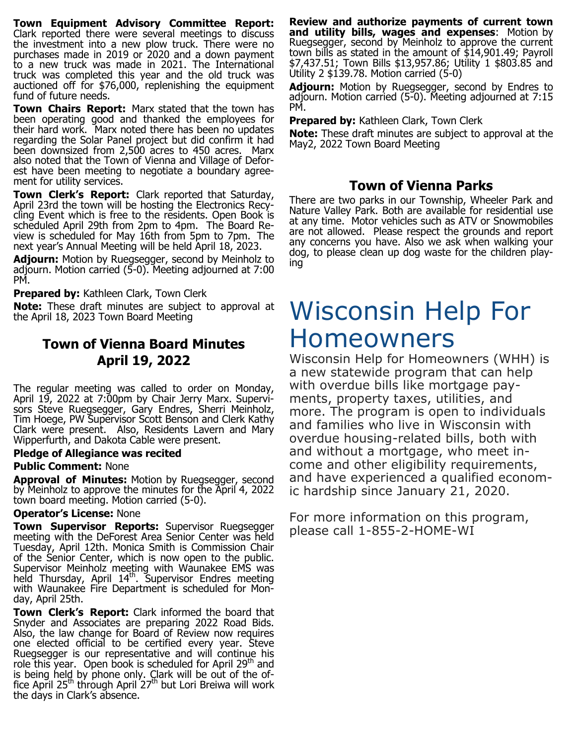**Town Equipment Advisory Committee Report:** Clark reported there were several meetings to discuss the investment into a new plow truck. There were no purchases made in 2019 or 2020 and a down payment to a new truck was made in 2021. The International truck was completed this year and the old truck was auctioned off for $76,000, replenishing the equipment fund of future needs.

**Town Chairs Report:** Marx stated that the town has been operating good and thanked the employees for their hard work. Marx noted there has been no updates regarding the Solar Panel project but did confirm it had been downsized from 2,500 acres to 450 acres. Marx also noted that the Town of Vienna and Village of Deforest have been meeting to negotiate a boundary agreement for utility services.

**Town Clerk's Report:** Clark reported that Saturday, April 23rd the town will be hosting the Electronics Recycling Event which is free to the residents. Open Book is scheduled April 29th from 2pm to 4pm. The Board Review is scheduled for May 16th from 5pm to 7pm. The next year's Annual Meeting will be held April 18, 2023.

**Adjourn:** Motion by Ruegsegger, second by Meinholz to adjourn. Motion carried (5-0). Meeting adjourned at 7:00 PM.

**Prepared by:** Kathleen Clark, Town Clerk

**Note:** These draft minutes are subject to approval at the April 18, 2023 Town Board Meeting

## Town of Vienna Board Minutes April 19, 2022

The regular meeting was called to order on Monday, April 19, 2022 at 7:00pm by Chair Jerry Marx. Supervisors Steve Ruegsegger, Gary Endres, Sherri Meinholz, Tim Hoege, PW Supervisor Scott Benson and Clerk Kathy Clark were present. Also, Residents Lavern and Mary Wipperfurth, and Dakota Cable were present.

**Pledge of Allegiance was recited**

**Public Comment:** None

**Approval of Minutes:** Motion by Ruegsegger, second by Meinholz to approve the minutes for the April 4, 2022 town board meeting. Motion carried (5-0).

**Operator's License:** None

**Town Supervisor Reports:** Supervisor Ruegsegger meeting with the DeForest Area Senior Center was held Tuesday, April 12th. Monica Smith is Commission Chair of the Senior Center, which is now open to the public. Supervisor Meinholz meeting with Waunakee EMS was held Thursday, April 14th. Supervisor Endres meeting with Waunakee Fire Department is scheduled for Monday, April 25th.

**Town Clerk's Report:** Clark informed the board that Snyder and Associates are preparing 2022 Road Bids. Also, the law change for Board of Review now requires one elected official to be certified every year. Steve Ruegsegger is our representative and will continue his role this year. Open book is scheduled for April 29th and is being held by phone only. Clark will be out of the office April 25th through April 27th but Lori Breiwa will work the days in Clark's absence.

**Review and authorize payments of current town and utility bills, wages and expenses**: Motion by Ruegsegger, second by Meinholz to approve the current town bills as stated in the amount of $14,901.49; Payroll $7,437.51; Town Bills $13,957.86; Utility 1 $803.85 and Utility 2 $139.78. Motion carried (5-0)

**Adjourn:** Motion by Ruegsegger, second by Endres to adjourn. Motion carried (5-0). Meeting adjourned at 7:15 PM.

**Prepared by:** Kathleen Clark, Town Clerk

**Note:** These draft minutes are subject to approval at the May2, 2022 Town Board Meeting

## Town of Vienna Parks

There are two parks in our Township, Wheeler Park and Nature Valley Park. Both are available for residential use at any time. Motor vehicles such as ATV or Snowmobiles are not allowed. Please respect the grounds and report any concerns you have. Also we ask when walking your dog, to please clean up dog waste for the children playing

# Wisconsin Help For Homeowners

Wisconsin Help for Homeowners (WHH) is a new statewide program that can help with overdue bills like mortgage payments, property taxes, utilities, and more. The program is open to individuals and families who live in Wisconsin with overdue housing-related bills, both with and without a mortgage, who meet income and other eligibility requirements, and have experienced a qualified economic hardship since January 21, 2020.

For more information on this program, please call 1-855-2-HOME-WI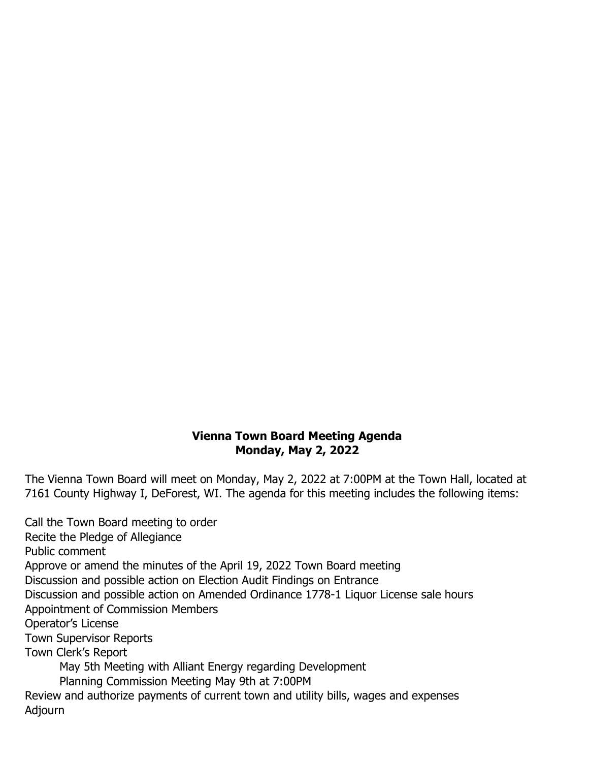**Vienna Town Board Meeting Agenda**
**Monday, May 2, 2022**

The Vienna Town Board will meet on Monday, May 2, 2022 at 7:00PM at the Town Hall, located at 7161 County Highway I, DeForest, WI. The agenda for this meeting includes the following items:

Call the Town Board meeting to order
Recite the Pledge of Allegiance
Public comment
Approve or amend the minutes of the April 19, 2022 Town Board meeting
Discussion and possible action on Election Audit Findings on Entrance
Discussion and possible action on Amended Ordinance 1778-1 Liquor License sale hours
Appointment of Commission Members
Operator's License
Town Supervisor Reports
Town Clerk's Report

- May 5th Meeting with Alliant Energy regarding Development
- Planning Commission Meeting May 9th at 7:00PM

Review and authorize payments of current town and utility bills, wages and expenses
Adjourn